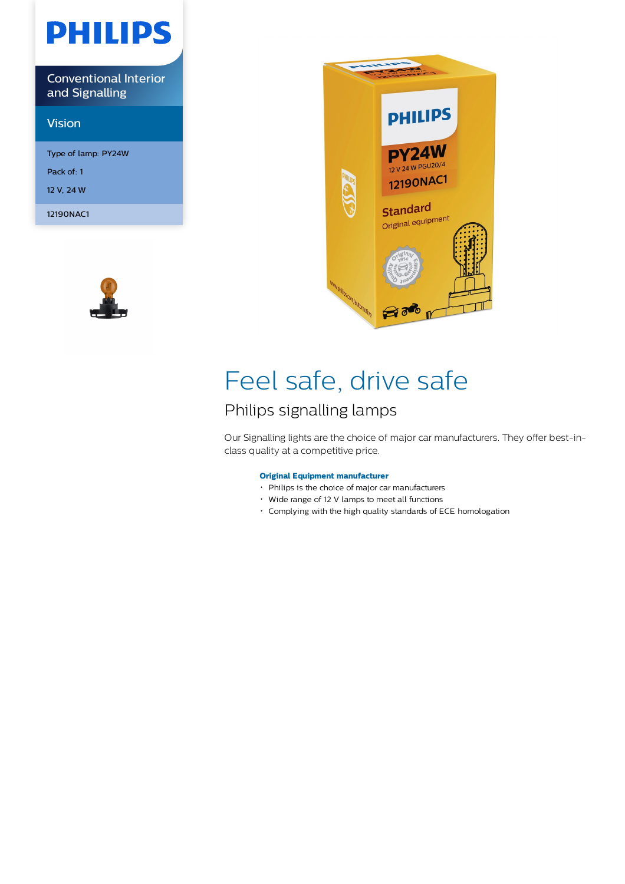PHILIPS

Conventional Interior and Signalling

Vision

Type of lamp: PY24W

Pack of: 1

12 V, 24 W

12190NAC1

# Feel safe, drive safe

## Philips signalling lamps

Our Signalling lights are the choice of major car manufacturers. They offer best-in-class quality at a competitive price.

**Original Equipment manufacturer**

- Philips is the choice of major car manufacturers
- Wide range of 12 V lamps to meet all functions
- Complying with the high quality standards of ECE homologation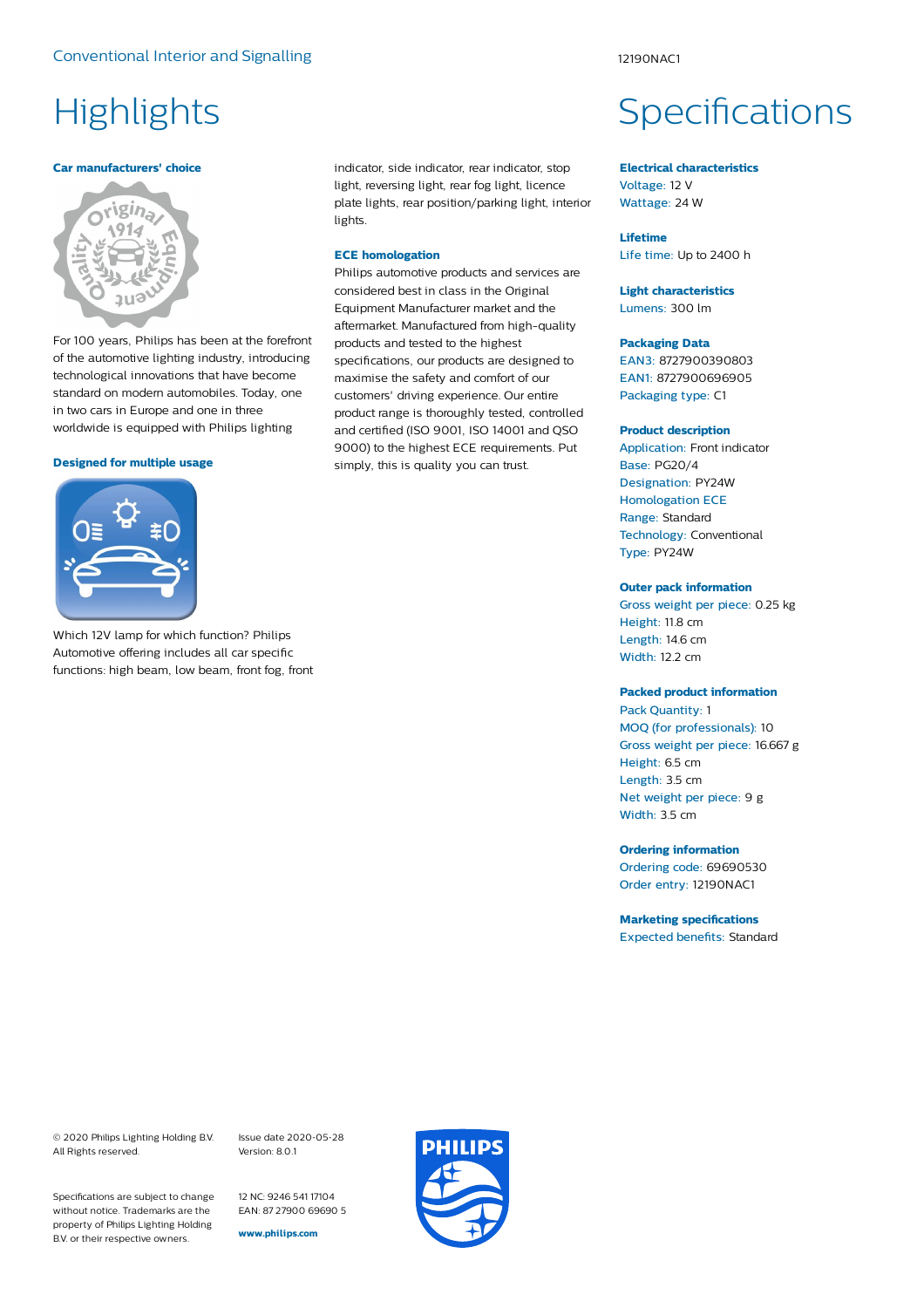# Highlights

#### Car manufacturers' choice

For 100 years, Philips has been at the forefront of the automotive lighting industry, introducing technological innovations that have become standard on modern automobiles. Today, one in two cars in Europe and one in three worldwide is equipped with Philips lighting

#### Designed for multiple usage

Which 12V lamp for which function? Philips Automotive offering includes all car specific functions: high beam, low beam, front fog, front indicator, side indicator, rear indicator, stop light, reversing light, rear fog light, licence plate lights, rear position/parking light, interior lights.

#### ECE homologation

Philips automotive products and services are considered best in class in the Original Equipment Manufacturer market and the aftermarket. Manufactured from high-quality products and tested to the highest specifications, our products are designed to maximise the safety and comfort of our customers' driving experience. Our entire product range is thoroughly tested, controlled and certified (ISO 9001, ISO 14001 and QSO 9000) to the highest ECE requirements. Put simply, this is quality you can trust.

# Specifications

#### Electrical characteristics
- Voltage: 12 V
- Wattage: 24 W

#### Lifetime
- Life time: Up to 2400 h

#### Light characteristics
- Lumens: 300 lm

#### Packaging Data
- EAN3: 8727900390803
- EAN1: 8727900696905
- Packaging type: C1

#### Product description
- Application: Front indicator
- Base: PG20/4
- Designation: PY24W
- Homologation ECE
- Range: Standard
- Technology: Conventional
- Type: PY24W

#### Outer pack information
- Gross weight per piece: 0.25 kg
- Height: 11.8 cm
- Length: 14.6 cm
- Width: 12.2 cm

#### Packed product information
- Pack Quantity: 1
- MOQ (for professionals): 10
- Gross weight per piece: 16.667 g
- Height: 6.5 cm
- Length: 3.5 cm
- Net weight per piece: 9 g
- Width: 3.5 cm

#### Ordering information
- Ordering code: 69690530
- Order entry: 12190NAC1

#### Marketing specifications
- Expected benefits: Standard

© 2020 Philips Lighting Holding B.V.
All Rights reserved.

Specifications are subject to change without notice. Trademarks are the property of Philips Lighting Holding B.V. or their respective owners.

Issue date 2020-05-28
Version: 8.0.1

12 NC: 9246 541 17104
EAN: 87 27900 69690 5

**www.philips.com**